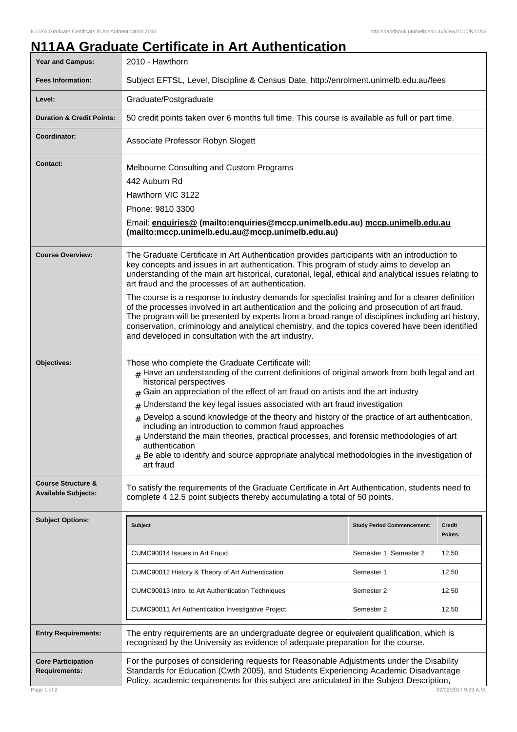# N11AA Graduate Certificate in Art Authentication

| | |
|---|---|
| **Year and Campus:** | 2010 - Hawthorn |
| **Fees Information:** | Subject EFTSL, Level, Discipline & Census Date, http://enrolment.unimelb.edu.au/fees |
| **Level:** | Graduate/Postgraduate |
| **Duration & Credit Points:** | 50 credit points taken over 6 months full time. This course is available as full or part time. |
| **Coordinator:** | Associate Professor Robyn Slogett |
| **Contact:** | Melbourne Consulting and Custom Programs<br>442 Auburn Rd<br>Hawthorn VIC 3122<br>Phone: 9810 3300<br>Email: **enquiries@ (mailto:enquiries@mccp.unimelb.edu.au) mccp.unimelb.edu.au (mailto:mccp.unimelb.edu.au@mccp.unimelb.edu.au)** |
| **Course Overview:** | The Graduate Certificate in Art Authentication provides participants with an introduction to key concepts and issues in art authentication. This program of study aims to develop an understanding of the main art historical, curatorial, legal, ethical and analytical issues relating to art fraud and the processes of art authentication.<br><br>The course is a response to industry demands for specialist training and for a clearer definition of the processes involved in art authentication and the policing and prosecution of art fraud. The program will be presented by experts from a broad range of disciplines including art history, conservation, criminology and analytical chemistry, and the topics covered have been identified and developed in consultation with the art industry. |
| **Objectives:** | Those who complete the Graduate Certificate will:<br># Have an understanding of the current definitions of original artwork from both legal and art historical perspectives<br># Gain an appreciation of the effect of art fraud on artists and the art industry<br># Understand the key legal issues associated with art fraud investigation<br># Develop a sound knowledge of the theory and history of the practice of art authentication, including an introduction to common fraud approaches<br># Understand the main theories, practical processes, and forensic methodologies of art authentication<br># Be able to identify and source appropriate analytical methodologies in the investigation of art fraud |
| **Course Structure & Available Subjects:** | To satisfy the requirements of the Graduate Certificate in Art Authentication, students need to complete 4 12.5 point subjects thereby accumulating a total of 50 points. |
| **Subject Options:** | |

| Subject | Study Period Commencement: | Credit Points: |
|---|---|---|
| CUMC90014 Issues in Art Fraud | Semester 1, Semester 2 | 12.50 |
| CUMC90012 History & Theory of Art Authentication | Semester 1 | 12.50 |
| CUMC90013 Intro. to Art Authentication Techniques | Semester 2 | 12.50 |
| CUMC90011 Art Authentication Investigative Project | Semester 2 | 12.50 |

| | |
|---|---|
| **Entry Requirements:** | The entry requirements are an undergraduate degree or equivalent qualification, which is recognised by the University as evidence of adequate preparation for the course. |
| **Core Participation Requirements:** | For the purposes of considering requests for Reasonable Adjustments under the Disability Standards for Education (Cwth 2005), and Students Experiencing Academic Disadvantage Policy, academic requirements for this subject are articulated in the Subject Description, |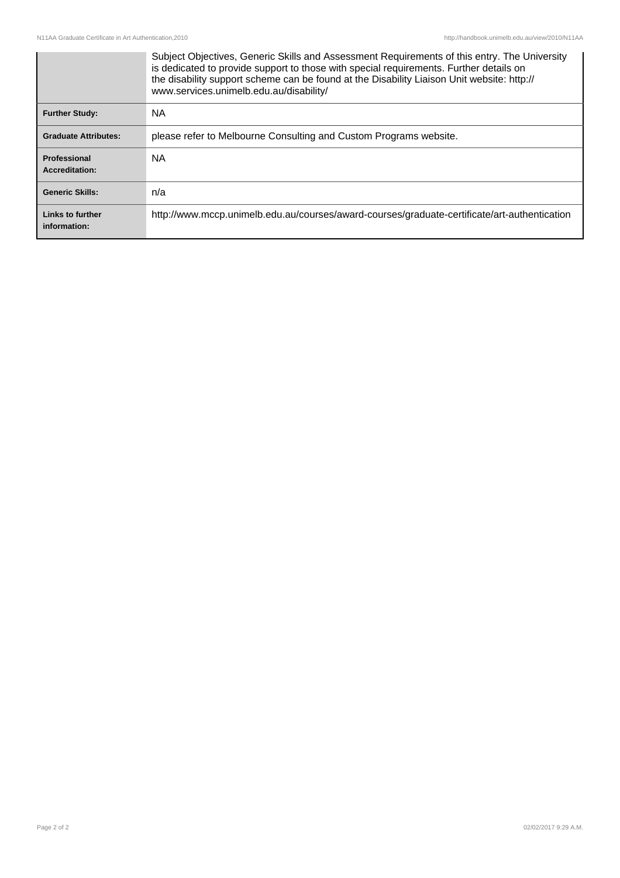| | |
|---|---|
| | Subject Objectives, Generic Skills and Assessment Requirements of this entry. The University is dedicated to provide support to those with special requirements. Further details on the disability support scheme can be found at the Disability Liaison Unit website: http://www.services.unimelb.edu.au/disability/ |
| **Further Study:** | NA |
| **Graduate Attributes:** | please refer to Melbourne Consulting and Custom Programs website. |
| **Professional Accreditation:** | NA |
| **Generic Skills:** | n/a |
| **Links to further information:** | http://www.mccp.unimelb.edu.au/courses/award-courses/graduate-certificate/art-authentication |